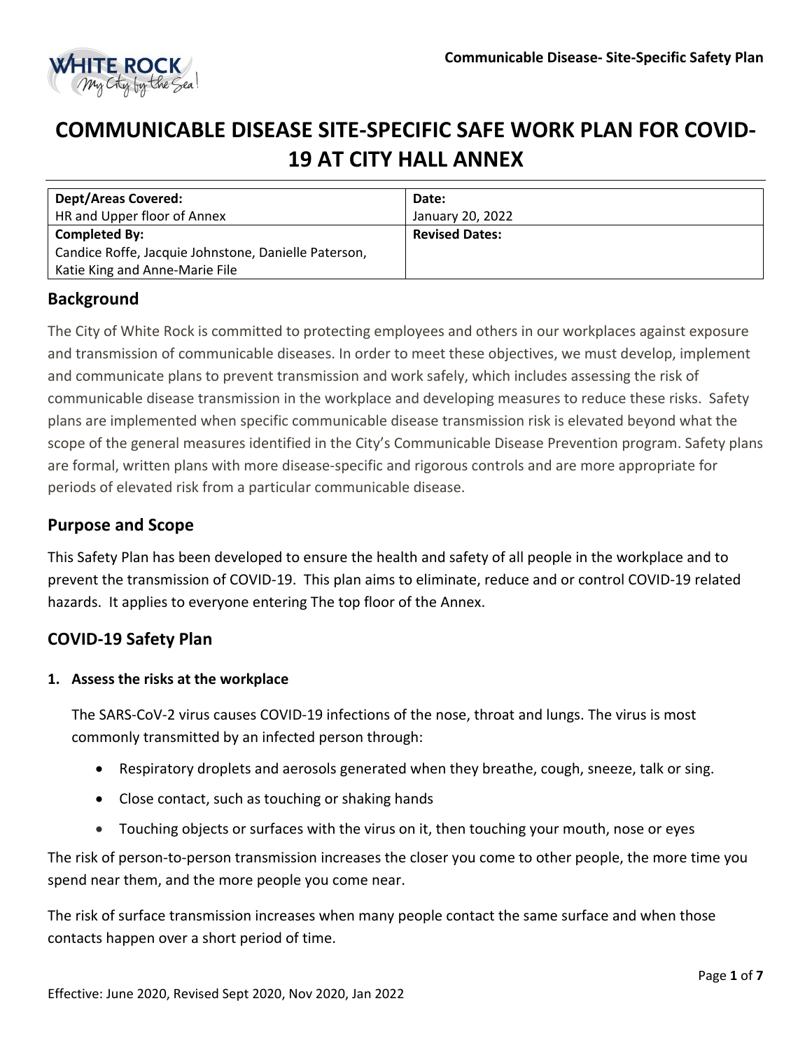# COMMUNICABLE DISEASE SITE-SPECIFIC SAFE WORK PLAN FOR COVID-19 AT CITY HALL ANNEX

| **Dept/Areas Covered:** HR and Upper floor of Annex | **Date:** January 20, 2022 |
|---|---|
| **Completed By:** Candice Roffe, Jacquie Johnstone, Danielle Paterson, Katie King and Anne-Marie File | **Revised Dates:** |

## Background

The City of White Rock is committed to protecting employees and others in our workplaces against exposure and transmission of communicable diseases. In order to meet these objectives, we must develop, implement and communicate plans to prevent transmission and work safely, which includes assessing the risk of communicable disease transmission in the workplace and developing measures to reduce these risks. Safety plans are implemented when specific communicable disease transmission risk is elevated beyond what the scope of the general measures identified in the City's Communicable Disease Prevention program. Safety plans are formal, written plans with more disease-specific and rigorous controls and are more appropriate for periods of elevated risk from a particular communicable disease.

## Purpose and Scope

This Safety Plan has been developed to ensure the health and safety of all people in the workplace and to prevent the transmission of COVID-19. This plan aims to eliminate, reduce and or control COVID-19 related hazards. It applies to everyone entering The top floor of the Annex.

## COVID-19 Safety Plan

### 1. Assess the risks at the workplace

The SARS-CoV-2 virus causes COVID-19 infections of the nose, throat and lungs. The virus is most commonly transmitted by an infected person through:

- Respiratory droplets and aerosols generated when they breathe, cough, sneeze, talk or sing.
- Close contact, such as touching or shaking hands
- Touching objects or surfaces with the virus on it, then touching your mouth, nose or eyes

The risk of person-to-person transmission increases the closer you come to other people, the more time you spend near them, and the more people you come near.

The risk of surface transmission increases when many people contact the same surface and when those contacts happen over a short period of time.

Effective: June 2020, Revised Sept 2020, Nov 2020, Jan 2022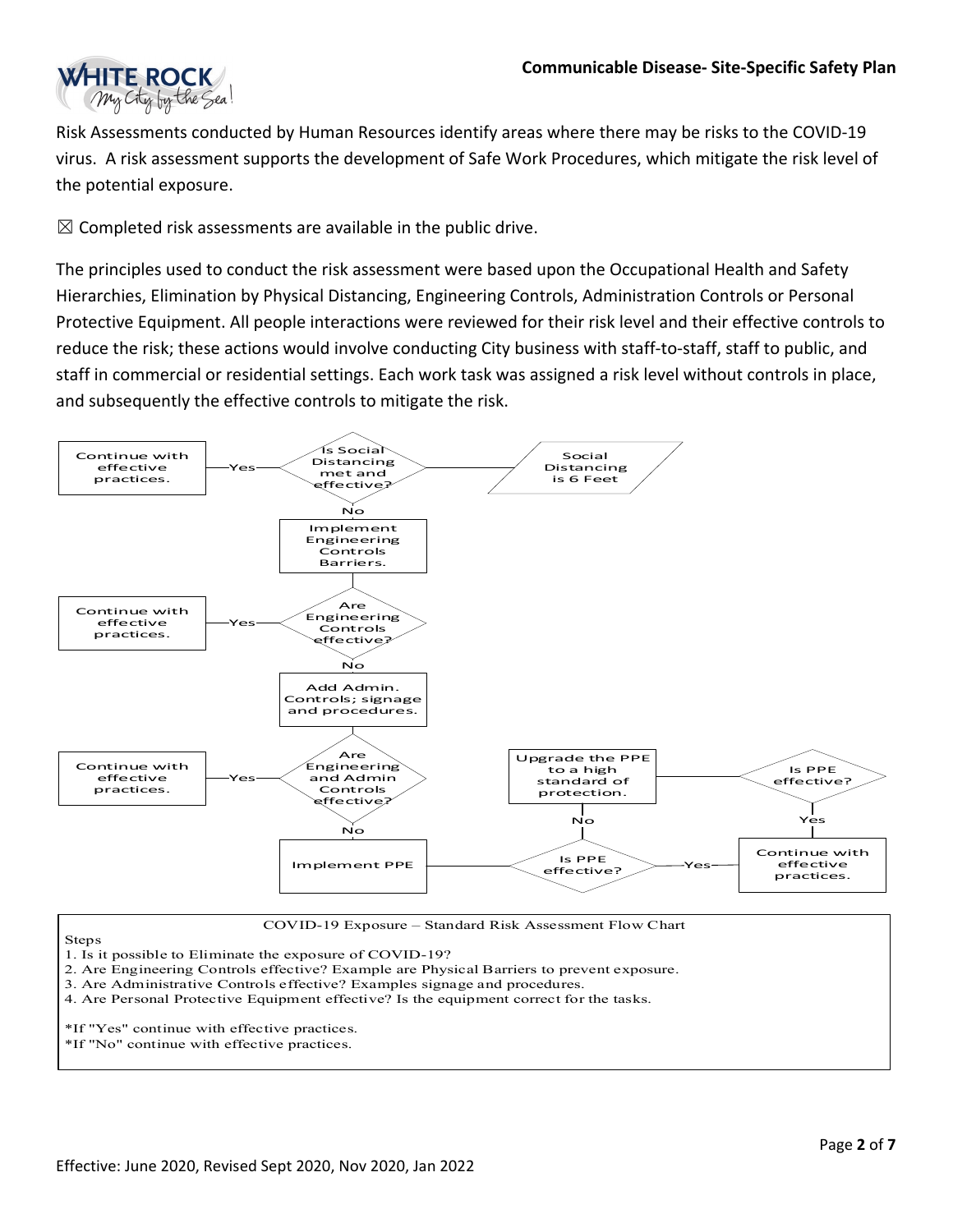Risk Assessments conducted by Human Resources identify areas where there may be risks to the COVID-19 virus. A risk assessment supports the development of Safe Work Procedures, which mitigate the risk level of the potential exposure.

☒ Completed risk assessments are available in the public drive.

The principles used to conduct the risk assessment were based upon the Occupational Health and Safety Hierarchies, Elimination by Physical Distancing, Engineering Controls, Administration Controls or Personal Protective Equipment. All people interactions were reviewed for their risk level and their effective controls to reduce the risk; these actions would involve conducting City business with staff-to-staff, staff to public, and staff in commercial or residential settings. Each work task was assigned a risk level without controls in place, and subsequently the effective controls to mitigate the risk.

Is Social Distancing met and effective? — Social Distancing is 6 Feet
- Yes → Continue with effective practices.
- No → Implement Engineering Controls Barriers.

Are Engineering Controls effective?
- Yes → Continue with effective practices.
- No → Add Admin. Controls; signage and procedures.

Are Engineering and Admin Controls effective?
- Yes → Continue with effective practices.
- No → Implement PPE

Is PPE effective?
- Yes → Continue with effective practices.
- No → Upgrade the PPE to a high standard of protection.

Is PPE effective?
- Yes → Continue with effective practices.

COVID-19 Exposure – Standard Risk Assessment Flow Chart

Steps
1. Is it possible to Eliminate the exposure of COVID-19?
2. Are Engineering Controls effective? Example are Physical Barriers to prevent exposure.
3. Are Administrative Controls effective? Examples signage and procedures.
4. Are Personal Protective Equipment effective? Is the equipment correct for the tasks.

*If "Yes" continue with effective practices.
*If "No" continue with effective practices.

Effective: June 2020, Revised Sept 2020, Nov 2020, Jan 2022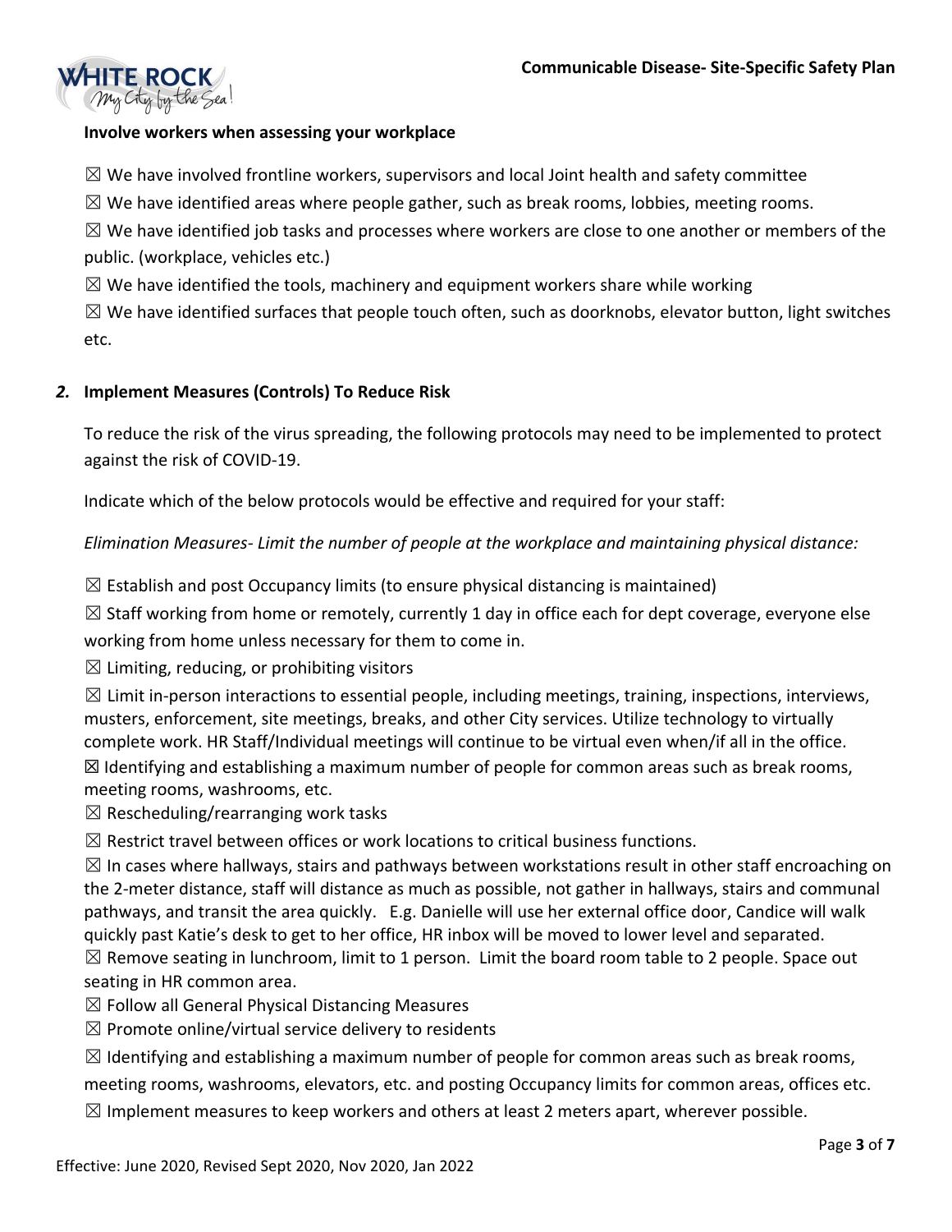**Involve workers when assessing your workplace**

☒ We have involved frontline workers, supervisors and local Joint health and safety committee

☒ We have identified areas where people gather, such as break rooms, lobbies, meeting rooms.

☒ We have identified job tasks and processes where workers are close to one another or members of the public. (workplace, vehicles etc.)

☒ We have identified the tools, machinery and equipment workers share while working

☒ We have identified surfaces that people touch often, such as doorknobs, elevator button, light switches etc.

## *2.* Implement Measures (Controls) To Reduce Risk

To reduce the risk of the virus spreading, the following protocols may need to be implemented to protect against the risk of COVID-19.

Indicate which of the below protocols would be effective and required for your staff:

*Elimination Measures- Limit the number of people at the workplace and maintaining physical distance:*

☒ Establish and post Occupancy limits (to ensure physical distancing is maintained)

☒ Staff working from home or remotely, currently 1 day in office each for dept coverage, everyone else working from home unless necessary for them to come in.

☒ Limiting, reducing, or prohibiting visitors

☒ Limit in-person interactions to essential people, including meetings, training, inspections, interviews, musters, enforcement, site meetings, breaks, and other City services. Utilize technology to virtually complete work. HR Staff/Individual meetings will continue to be virtual even when/if all in the office.

☒ Identifying and establishing a maximum number of people for common areas such as break rooms, meeting rooms, washrooms, etc.

☒ Rescheduling/rearranging work tasks

☒ Restrict travel between offices or work locations to critical business functions.

☒ In cases where hallways, stairs and pathways between workstations result in other staff encroaching on the 2-meter distance, staff will distance as much as possible, not gather in hallways, stairs and communal pathways, and transit the area quickly. E.g. Danielle will use her external office door, Candice will walk quickly past Katie's desk to get to her office, HR inbox will be moved to lower level and separated.

☒ Remove seating in lunchroom, limit to 1 person. Limit the board room table to 2 people. Space out seating in HR common area.

☒ Follow all General Physical Distancing Measures

☒ Promote online/virtual service delivery to residents

☒ Identifying and establishing a maximum number of people for common areas such as break rooms, meeting rooms, washrooms, elevators, etc. and posting Occupancy limits for common areas, offices etc.

☒ Implement measures to keep workers and others at least 2 meters apart, wherever possible.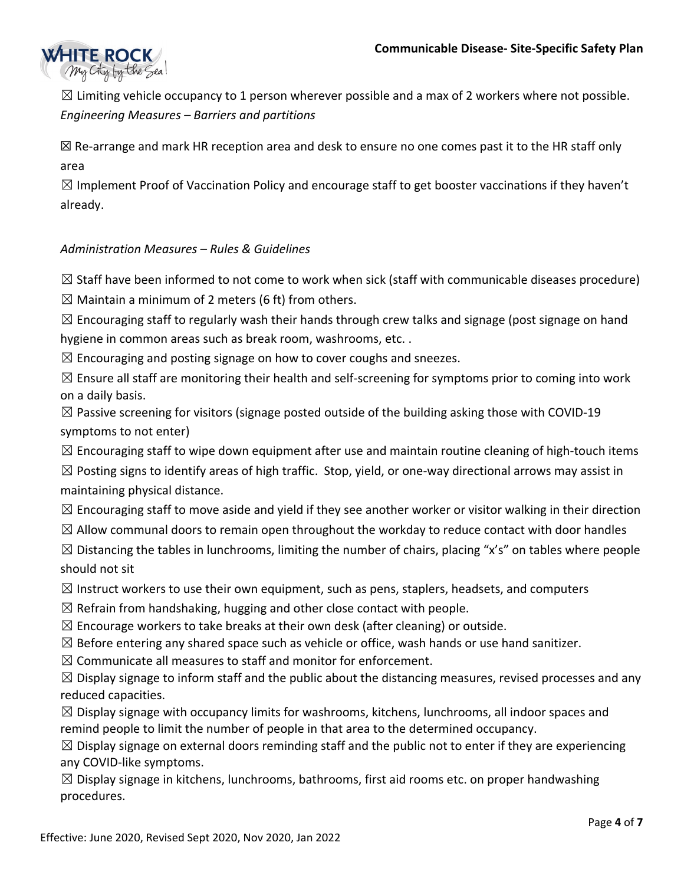☒ Limiting vehicle occupancy to 1 person wherever possible and a max of 2 workers where not possible.

*Engineering Measures – Barriers and partitions*

☒ Re-arrange and mark HR reception area and desk to ensure no one comes past it to the HR staff only area

☒ Implement Proof of Vaccination Policy and encourage staff to get booster vaccinations if they haven't already.

*Administration Measures – Rules & Guidelines*

☒ Staff have been informed to not come to work when sick (staff with communicable diseases procedure)

☒ Maintain a minimum of 2 meters (6 ft) from others.

☒ Encouraging staff to regularly wash their hands through crew talks and signage (post signage on hand hygiene in common areas such as break room, washrooms, etc. .

☒ Encouraging and posting signage on how to cover coughs and sneezes.

☒ Ensure all staff are monitoring their health and self-screening for symptoms prior to coming into work on a daily basis.

☒ Passive screening for visitors (signage posted outside of the building asking those with COVID-19 symptoms to not enter)

☒ Encouraging staff to wipe down equipment after use and maintain routine cleaning of high-touch items

☒ Posting signs to identify areas of high traffic. Stop, yield, or one-way directional arrows may assist in maintaining physical distance.

☒ Encouraging staff to move aside and yield if they see another worker or visitor walking in their direction

☒ Allow communal doors to remain open throughout the workday to reduce contact with door handles

☒ Distancing the tables in lunchrooms, limiting the number of chairs, placing "x's" on tables where people should not sit

☒ Instruct workers to use their own equipment, such as pens, staplers, headsets, and computers

☒ Refrain from handshaking, hugging and other close contact with people.

☒ Encourage workers to take breaks at their own desk (after cleaning) or outside.

☒ Before entering any shared space such as vehicle or office, wash hands or use hand sanitizer.

☒ Communicate all measures to staff and monitor for enforcement.

☒ Display signage to inform staff and the public about the distancing measures, revised processes and any reduced capacities.

☒ Display signage with occupancy limits for washrooms, kitchens, lunchrooms, all indoor spaces and remind people to limit the number of people in that area to the determined occupancy.

☒ Display signage on external doors reminding staff and the public not to enter if they are experiencing any COVID-like symptoms.

☒ Display signage in kitchens, lunchrooms, bathrooms, first aid rooms etc. on proper handwashing procedures.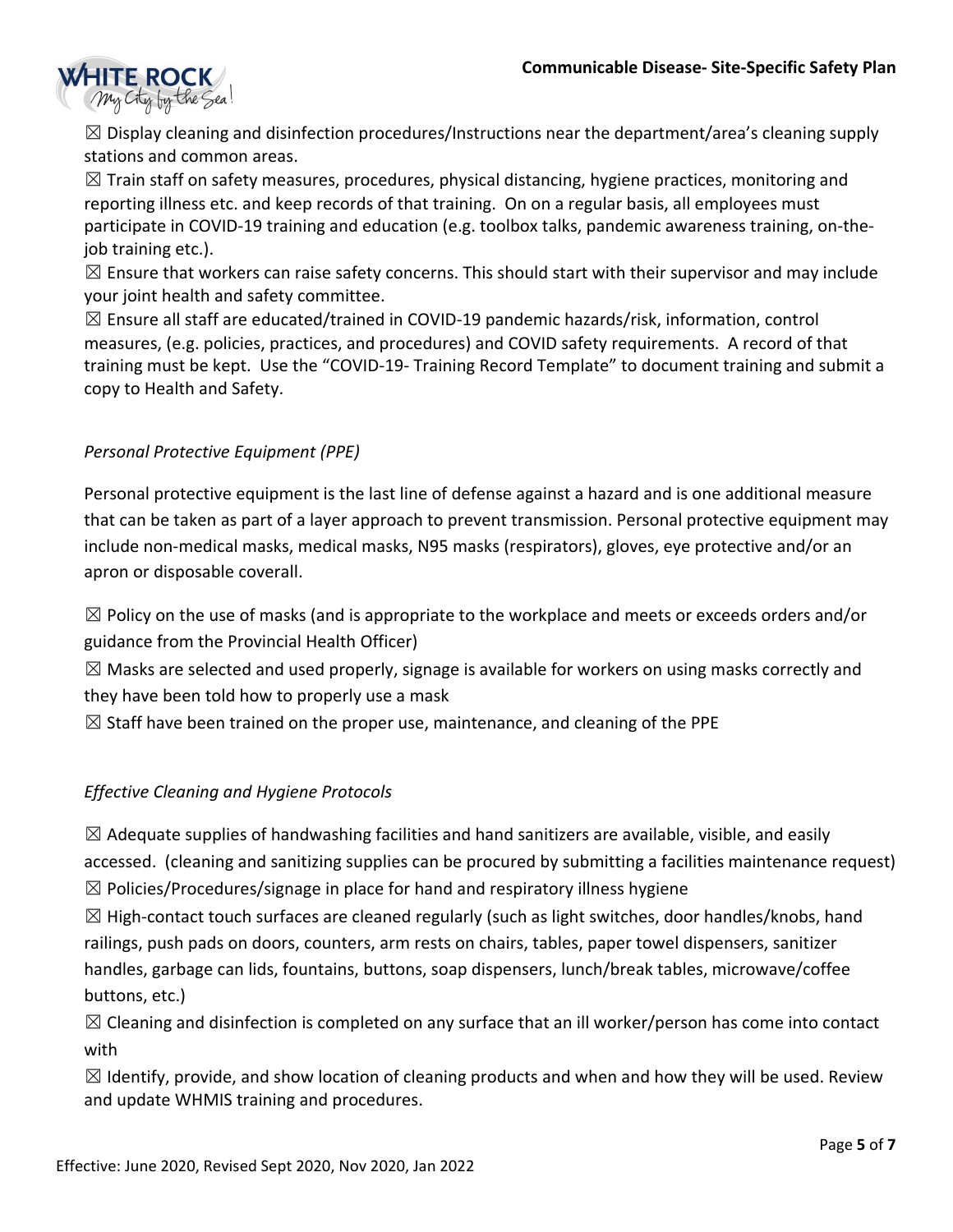☒ Display cleaning and disinfection procedures/Instructions near the department/area's cleaning supply stations and common areas.

☒ Train staff on safety measures, procedures, physical distancing, hygiene practices, monitoring and reporting illness etc. and keep records of that training. On on a regular basis, all employees must participate in COVID-19 training and education (e.g. toolbox talks, pandemic awareness training, on-the-job training etc.).

☒ Ensure that workers can raise safety concerns. This should start with their supervisor and may include your joint health and safety committee.

☒ Ensure all staff are educated/trained in COVID-19 pandemic hazards/risk, information, control measures, (e.g. policies, practices, and procedures) and COVID safety requirements. A record of that training must be kept. Use the "COVID-19- Training Record Template" to document training and submit a copy to Health and Safety.

*Personal Protective Equipment (PPE)*

Personal protective equipment is the last line of defense against a hazard and is one additional measure that can be taken as part of a layer approach to prevent transmission. Personal protective equipment may include non-medical masks, medical masks, N95 masks (respirators), gloves, eye protective and/or an apron or disposable coverall.

☒ Policy on the use of masks (and is appropriate to the workplace and meets or exceeds orders and/or guidance from the Provincial Health Officer)

☒ Masks are selected and used properly, signage is available for workers on using masks correctly and they have been told how to properly use a mask

☒ Staff have been trained on the proper use, maintenance, and cleaning of the PPE

*Effective Cleaning and Hygiene Protocols*

☒ Adequate supplies of handwashing facilities and hand sanitizers are available, visible, and easily accessed. (cleaning and sanitizing supplies can be procured by submitting a facilities maintenance request)

☒ Policies/Procedures/signage in place for hand and respiratory illness hygiene

☒ High-contact touch surfaces are cleaned regularly (such as light switches, door handles/knobs, hand railings, push pads on doors, counters, arm rests on chairs, tables, paper towel dispensers, sanitizer handles, garbage can lids, fountains, buttons, soap dispensers, lunch/break tables, microwave/coffee buttons, etc.)

☒ Cleaning and disinfection is completed on any surface that an ill worker/person has come into contact with

☒ Identify, provide, and show location of cleaning products and when and how they will be used. Review and update WHMIS training and procedures.

Effective: June 2020, Revised Sept 2020, Nov 2020, Jan 2022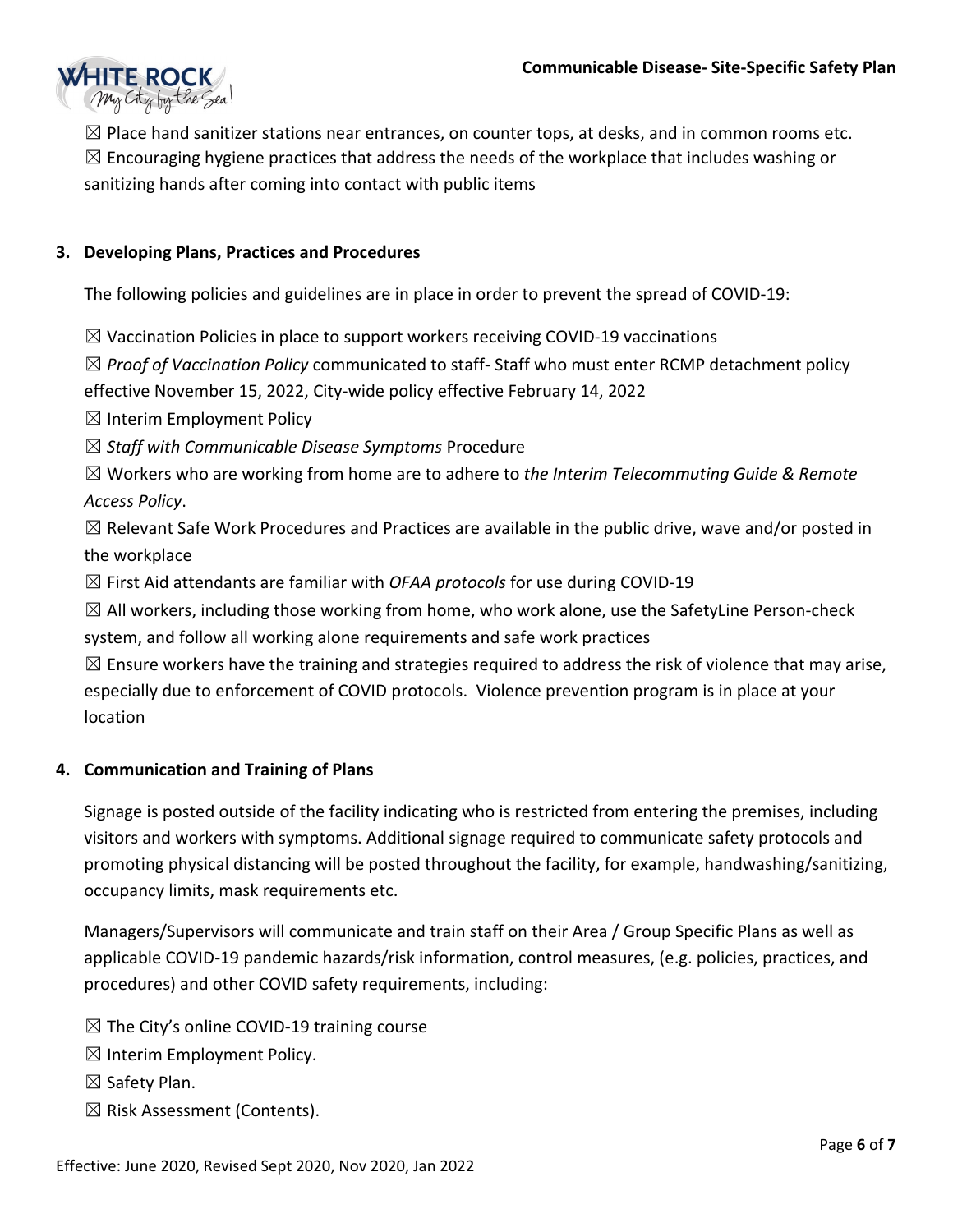☒ Place hand sanitizer stations near entrances, on counter tops, at desks, and in common rooms etc.
☒ Encouraging hygiene practices that address the needs of the workplace that includes washing or sanitizing hands after coming into contact with public items

## 3. Developing Plans, Practices and Procedures

The following policies and guidelines are in place in order to prevent the spread of COVID-19:

☒ Vaccination Policies in place to support workers receiving COVID-19 vaccinations

☒ *Proof of Vaccination Policy* communicated to staff- Staff who must enter RCMP detachment policy effective November 15, 2022, City-wide policy effective February 14, 2022

☒ Interim Employment Policy

☒ *Staff with Communicable Disease Symptoms* Procedure

☒ Workers who are working from home are to adhere to *the Interim Telecommuting Guide & Remote Access Policy*.

☒ Relevant Safe Work Procedures and Practices are available in the public drive, wave and/or posted in the workplace

☒ First Aid attendants are familiar with *OFAA protocols* for use during COVID-19

☒ All workers, including those working from home, who work alone, use the SafetyLine Person-check system, and follow all working alone requirements and safe work practices

☒ Ensure workers have the training and strategies required to address the risk of violence that may arise, especially due to enforcement of COVID protocols. Violence prevention program is in place at your location

## 4. Communication and Training of Plans

Signage is posted outside of the facility indicating who is restricted from entering the premises, including visitors and workers with symptoms. Additional signage required to communicate safety protocols and promoting physical distancing will be posted throughout the facility, for example, handwashing/sanitizing, occupancy limits, mask requirements etc.

Managers/Supervisors will communicate and train staff on their Area / Group Specific Plans as well as applicable COVID-19 pandemic hazards/risk information, control measures, (e.g. policies, practices, and procedures) and other COVID safety requirements, including:

☒ The City's online COVID-19 training course

☒ Interim Employment Policy.

☒ Safety Plan.

☒ Risk Assessment (Contents).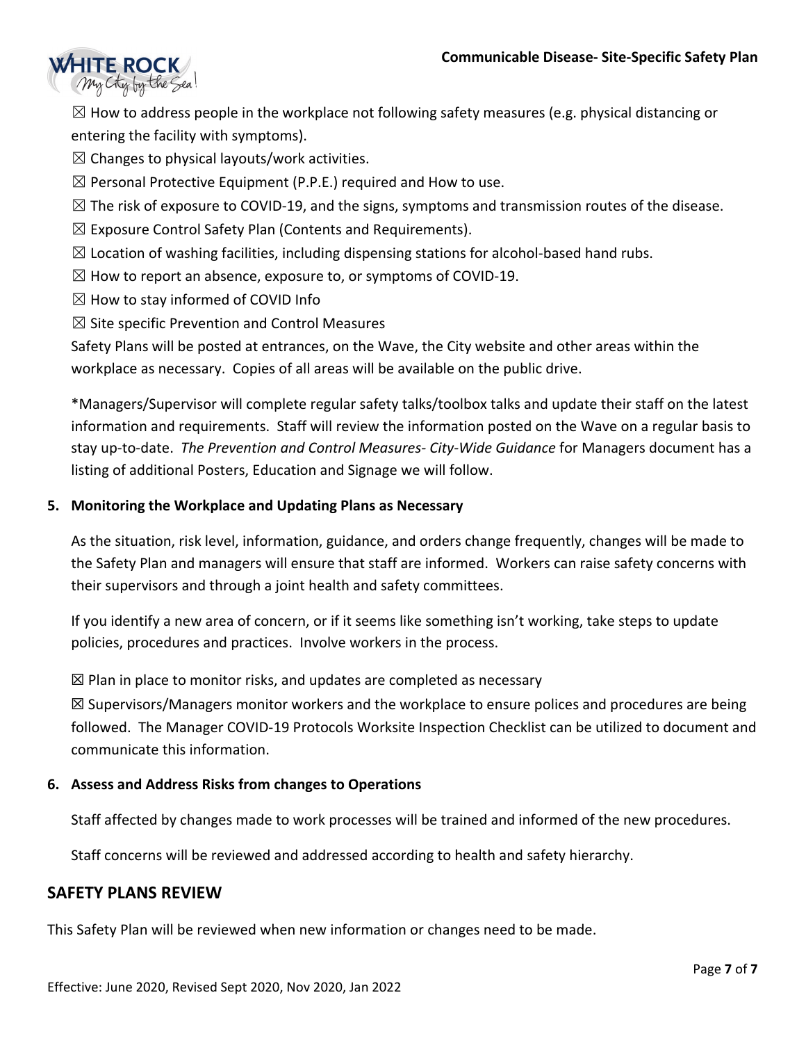☒ How to address people in the workplace not following safety measures (e.g. physical distancing or entering the facility with symptoms).

☒ Changes to physical layouts/work activities.

☒ Personal Protective Equipment (P.P.E.) required and How to use.

☒ The risk of exposure to COVID-19, and the signs, symptoms and transmission routes of the disease.

☒ Exposure Control Safety Plan (Contents and Requirements).

☒ Location of washing facilities, including dispensing stations for alcohol-based hand rubs.

☒ How to report an absence, exposure to, or symptoms of COVID-19.

☒ How to stay informed of COVID Info

☒ Site specific Prevention and Control Measures

Safety Plans will be posted at entrances, on the Wave, the City website and other areas within the workplace as necessary. Copies of all areas will be available on the public drive.

*Managers/Supervisor will complete regular safety talks/toolbox talks and update their staff on the latest information and requirements. Staff will review the information posted on the Wave on a regular basis to stay up-to-date. *The Prevention and Control Measures- City-Wide Guidance* for Managers document has a listing of additional Posters, Education and Signage we will follow.

**5. Monitoring the Workplace and Updating Plans as Necessary**

As the situation, risk level, information, guidance, and orders change frequently, changes will be made to the Safety Plan and managers will ensure that staff are informed. Workers can raise safety concerns with their supervisors and through a joint health and safety committees.

If you identify a new area of concern, or if it seems like something isn't working, take steps to update policies, procedures and practices. Involve workers in the process.

☒ Plan in place to monitor risks, and updates are completed as necessary

☒ Supervisors/Managers monitor workers and the workplace to ensure polices and procedures are being followed. The Manager COVID-19 Protocols Worksite Inspection Checklist can be utilized to document and communicate this information.

**6. Assess and Address Risks from changes to Operations**

Staff affected by changes made to work processes will be trained and informed of the new procedures.

Staff concerns will be reviewed and addressed according to health and safety hierarchy.

## SAFETY PLANS REVIEW

This Safety Plan will be reviewed when new information or changes need to be made.

Effective: June 2020, Revised Sept 2020, Nov 2020, Jan 2022